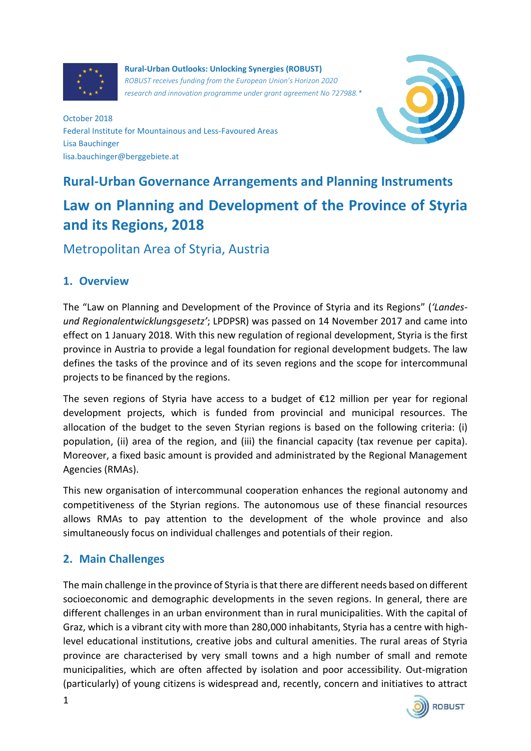**Rural-Urban Outlooks: Unlocking Synergies (ROBUST)**
*ROBUST receives funding from the European Union's Horizon 2020 research and innovation programme under grant agreement No 727988.**

October 2018
Federal Institute for Mountainous and Less-Favoured Areas
Lisa Bauchinger
lisa.bauchinger@berggebiete.at

## Rural-Urban Governance Arrangements and Planning Instruments

# Law on Planning and Development of the Province of Styria and its Regions, 2018

### Metropolitan Area of Styria, Austria

## 1. Overview

The "Law on Planning and Development of the Province of Styria and its Regions" (*'Landes- und Regionalentwicklungsgesetz'*; LPDPSR) was passed on 14 November 2017 and came into effect on 1 January 2018. With this new regulation of regional development, Styria is the first province in Austria to provide a legal foundation for regional development budgets. The law defines the tasks of the province and of its seven regions and the scope for intercommunal projects to be financed by the regions.

The seven regions of Styria have access to a budget of €12 million per year for regional development projects, which is funded from provincial and municipal resources. The allocation of the budget to the seven Styrian regions is based on the following criteria: (i) population, (ii) area of the region, and (iii) the financial capacity (tax revenue per capita). Moreover, a fixed basic amount is provided and administrated by the Regional Management Agencies (RMAs).

This new organisation of intercommunal cooperation enhances the regional autonomy and competitiveness of the Styrian regions. The autonomous use of these financial resources allows RMAs to pay attention to the development of the whole province and also simultaneously focus on individual challenges and potentials of their region.

## 2. Main Challenges

The main challenge in the province of Styria is that there are different needs based on different socioeconomic and demographic developments in the seven regions. In general, there are different challenges in an urban environment than in rural municipalities. With the capital of Graz, which is a vibrant city with more than 280,000 inhabitants, Styria has a centre with high-level educational institutions, creative jobs and cultural amenities. The rural areas of Styria province are characterised by very small towns and a high number of small and remote municipalities, which are often affected by isolation and poor accessibility. Out-migration (particularly) of young citizens is widespread and, recently, concern and initiatives to attract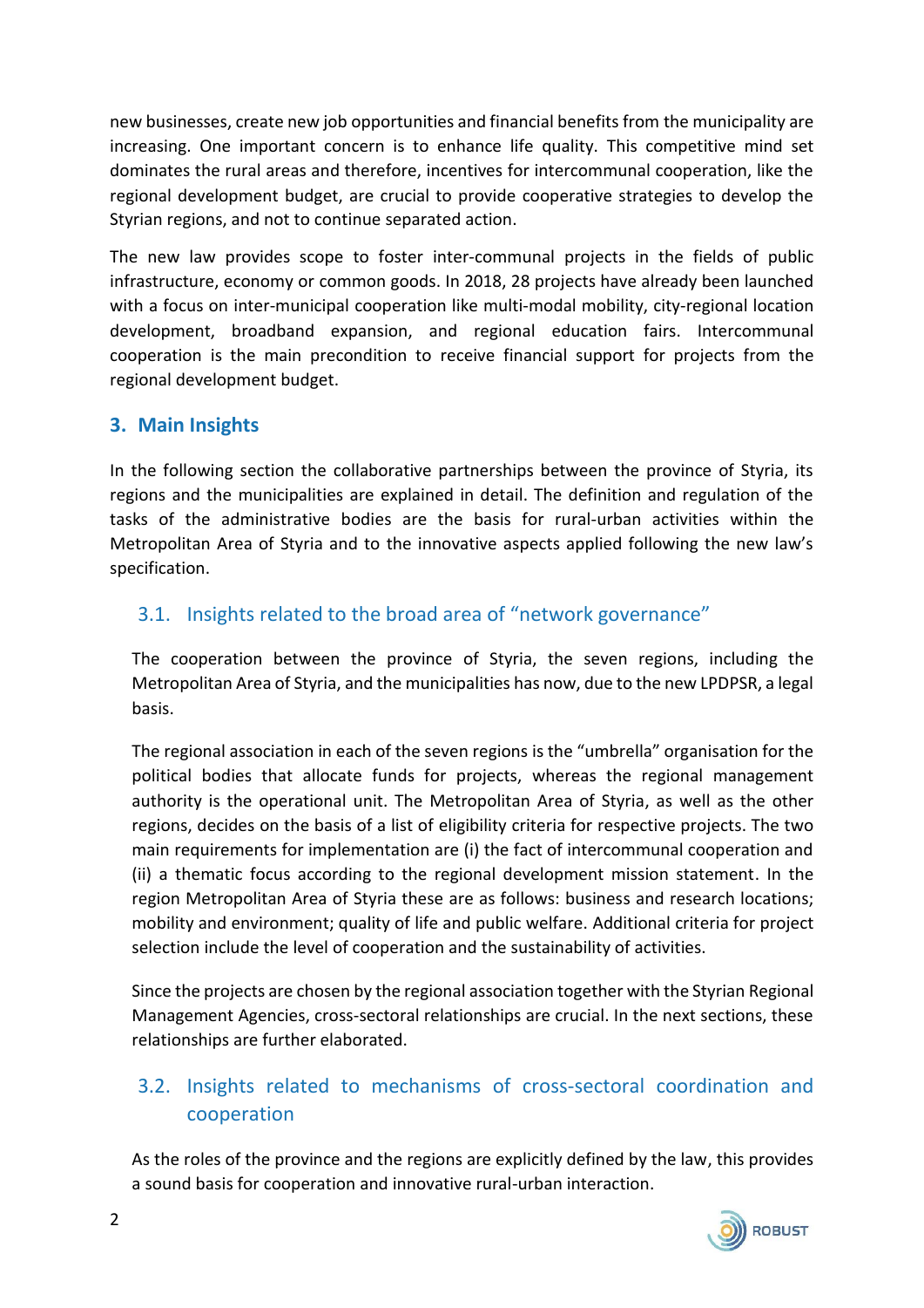new businesses, create new job opportunities and financial benefits from the municipality are increasing. One important concern is to enhance life quality. This competitive mind set dominates the rural areas and therefore, incentives for intercommunal cooperation, like the regional development budget, are crucial to provide cooperative strategies to develop the Styrian regions, and not to continue separated action.

The new law provides scope to foster inter-communal projects in the fields of public infrastructure, economy or common goods. In 2018, 28 projects have already been launched with a focus on inter-municipal cooperation like multi-modal mobility, city-regional location development, broadband expansion, and regional education fairs. Intercommunal cooperation is the main precondition to receive financial support for projects from the regional development budget.

## 3. Main Insights

In the following section the collaborative partnerships between the province of Styria, its regions and the municipalities are explained in detail. The definition and regulation of the tasks of the administrative bodies are the basis for rural-urban activities within the Metropolitan Area of Styria and to the innovative aspects applied following the new law's specification.

### 3.1. Insights related to the broad area of "network governance"

The cooperation between the province of Styria, the seven regions, including the Metropolitan Area of Styria, and the municipalities has now, due to the new LPDPSR, a legal basis.

The regional association in each of the seven regions is the "umbrella" organisation for the political bodies that allocate funds for projects, whereas the regional management authority is the operational unit. The Metropolitan Area of Styria, as well as the other regions, decides on the basis of a list of eligibility criteria for respective projects. The two main requirements for implementation are (i) the fact of intercommunal cooperation and (ii) a thematic focus according to the regional development mission statement. In the region Metropolitan Area of Styria these are as follows: business and research locations; mobility and environment; quality of life and public welfare. Additional criteria for project selection include the level of cooperation and the sustainability of activities.

Since the projects are chosen by the regional association together with the Styrian Regional Management Agencies, cross-sectoral relationships are crucial. In the next sections, these relationships are further elaborated.

### 3.2. Insights related to mechanisms of cross-sectoral coordination and cooperation

As the roles of the province and the regions are explicitly defined by the law, this provides a sound basis for cooperation and innovative rural-urban interaction.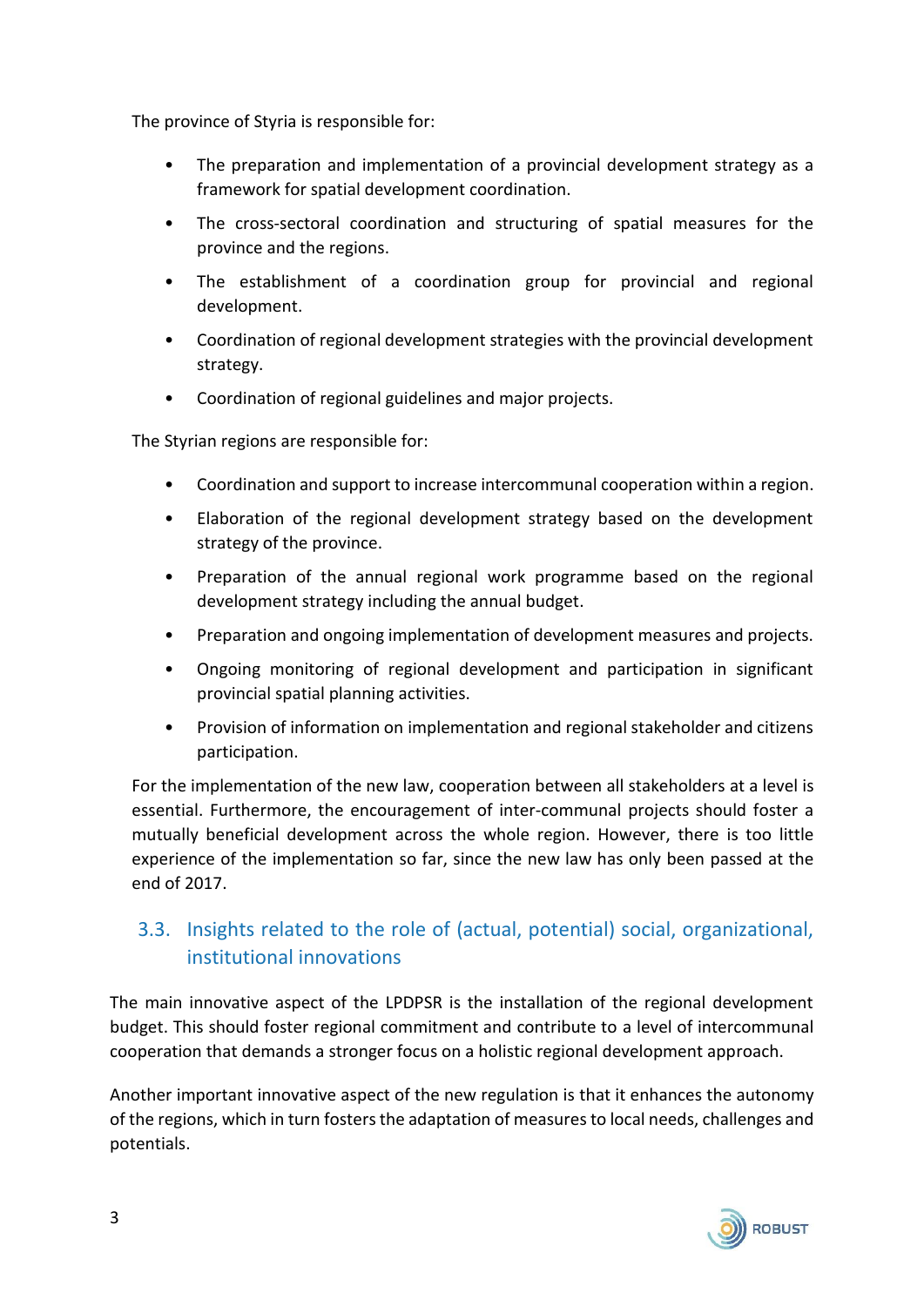The province of Styria is responsible for:

- The preparation and implementation of a provincial development strategy as a framework for spatial development coordination.
- The cross-sectoral coordination and structuring of spatial measures for the province and the regions.
- The establishment of a coordination group for provincial and regional development.
- Coordination of regional development strategies with the provincial development strategy.
- Coordination of regional guidelines and major projects.

The Styrian regions are responsible for:

- Coordination and support to increase intercommunal cooperation within a region.
- Elaboration of the regional development strategy based on the development strategy of the province.
- Preparation of the annual regional work programme based on the regional development strategy including the annual budget.
- Preparation and ongoing implementation of development measures and projects.
- Ongoing monitoring of regional development and participation in significant provincial spatial planning activities.
- Provision of information on implementation and regional stakeholder and citizens participation.

For the implementation of the new law, cooperation between all stakeholders at a level is essential. Furthermore, the encouragement of inter-communal projects should foster a mutually beneficial development across the whole region. However, there is too little experience of the implementation so far, since the new law has only been passed at the end of 2017.

## 3.3. Insights related to the role of (actual, potential) social, organizational, institutional innovations

The main innovative aspect of the LPDPSR is the installation of the regional development budget. This should foster regional commitment and contribute to a level of intercommunal cooperation that demands a stronger focus on a holistic regional development approach.

Another important innovative aspect of the new regulation is that it enhances the autonomy of the regions, which in turn fosters the adaptation of measures to local needs, challenges and potentials.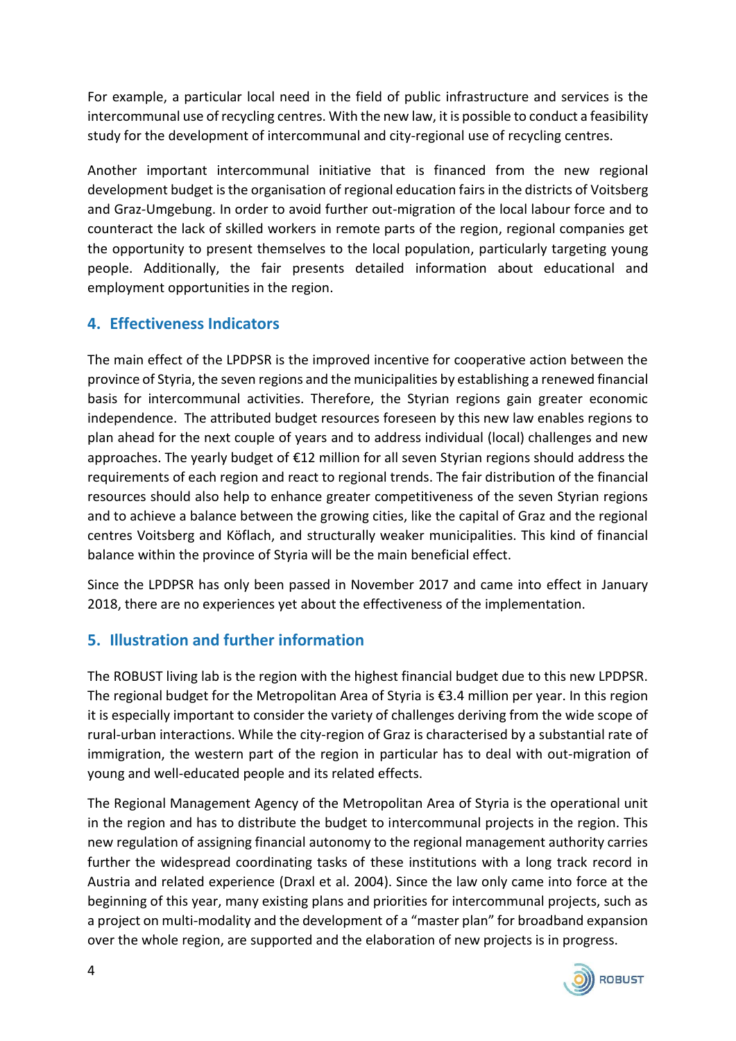For example, a particular local need in the field of public infrastructure and services is the intercommunal use of recycling centres. With the new law, it is possible to conduct a feasibility study for the development of intercommunal and city-regional use of recycling centres.

Another important intercommunal initiative that is financed from the new regional development budget is the organisation of regional education fairs in the districts of Voitsberg and Graz-Umgebung. In order to avoid further out-migration of the local labour force and to counteract the lack of skilled workers in remote parts of the region, regional companies get the opportunity to present themselves to the local population, particularly targeting young people. Additionally, the fair presents detailed information about educational and employment opportunities in the region.

## 4. Effectiveness Indicators

The main effect of the LPDPSR is the improved incentive for cooperative action between the province of Styria, the seven regions and the municipalities by establishing a renewed financial basis for intercommunal activities. Therefore, the Styrian regions gain greater economic independence. The attributed budget resources foreseen by this new law enables regions to plan ahead for the next couple of years and to address individual (local) challenges and new approaches. The yearly budget of €12 million for all seven Styrian regions should address the requirements of each region and react to regional trends. The fair distribution of the financial resources should also help to enhance greater competitiveness of the seven Styrian regions and to achieve a balance between the growing cities, like the capital of Graz and the regional centres Voitsberg and Köflach, and structurally weaker municipalities. This kind of financial balance within the province of Styria will be the main beneficial effect.

Since the LPDPSR has only been passed in November 2017 and came into effect in January 2018, there are no experiences yet about the effectiveness of the implementation.

## 5. Illustration and further information

The ROBUST living lab is the region with the highest financial budget due to this new LPDPSR. The regional budget for the Metropolitan Area of Styria is €3.4 million per year. In this region it is especially important to consider the variety of challenges deriving from the wide scope of rural-urban interactions. While the city-region of Graz is characterised by a substantial rate of immigration, the western part of the region in particular has to deal with out-migration of young and well-educated people and its related effects.

The Regional Management Agency of the Metropolitan Area of Styria is the operational unit in the region and has to distribute the budget to intercommunal projects in the region. This new regulation of assigning financial autonomy to the regional management authority carries further the widespread coordinating tasks of these institutions with a long track record in Austria and related experience (Draxl et al. 2004). Since the law only came into force at the beginning of this year, many existing plans and priorities for intercommunal projects, such as a project on multi-modality and the development of a "master plan" for broadband expansion over the whole region, are supported and the elaboration of new projects is in progress.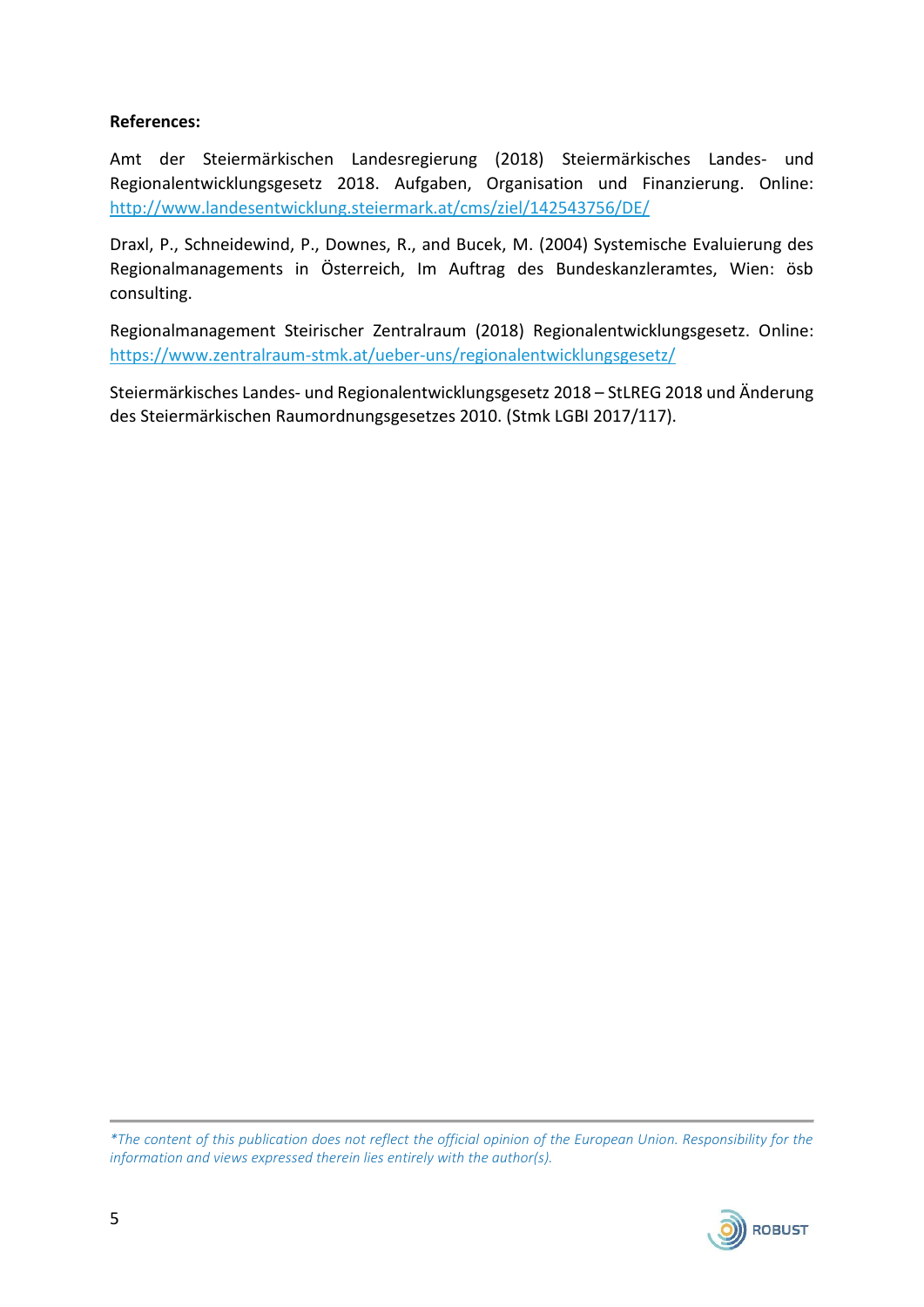**References:**

Amt der Steiermärkischen Landesregierung (2018) Steiermärkisches Landes- und Regionalentwicklungsgesetz 2018. Aufgaben, Organisation und Finanzierung. Online: http://www.landesentwicklung.steiermark.at/cms/ziel/142543756/DE/

Draxl, P., Schneidewind, P., Downes, R., and Bucek, M. (2004) Systemische Evaluierung des Regionalmanagements in Österreich, Im Auftrag des Bundeskanzleramtes, Wien: ösb consulting.

Regionalmanagement Steirischer Zentralraum (2018) Regionalentwicklungsgesetz. Online: https://www.zentralraum-stmk.at/ueber-uns/regionalentwicklungsgesetz/

Steiermärkisches Landes- und Regionalentwicklungsgesetz 2018 – StLREG 2018 und Änderung des Steiermärkischen Raumordnungsgesetzes 2010. (Stmk LGBl 2017/117).

*\*The content of this publication does not reflect the official opinion of the European Union. Responsibility for the information and views expressed therein lies entirely with the author(s).*